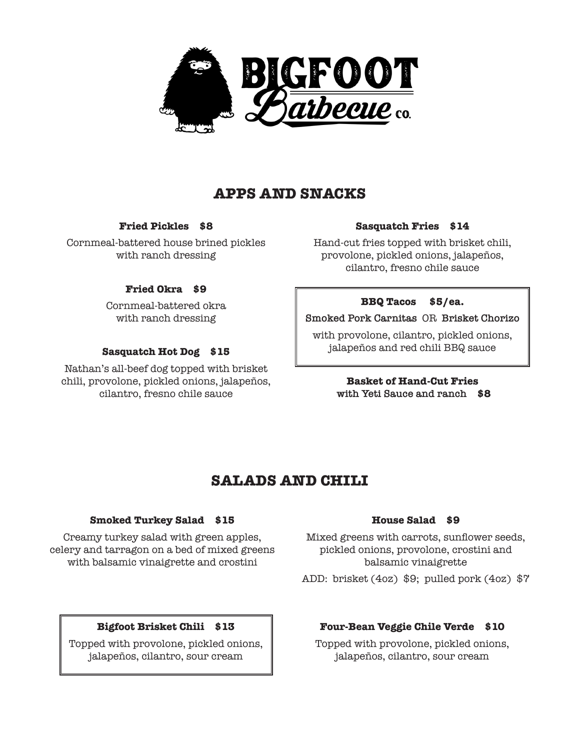# BIGFOOT Barbecue co.

## APPS AND SNACKS

**Fried Pickles $8**

Cornmeal-battered house brined pickles with ranch dressing

**Fried Okra $9**

Cornmeal-battered okra with ranch dressing

**Sasquatch Hot Dog $15**

Nathan's all-beef dog topped with brisket chili, provolone, pickled onions, jalapeños, cilantro, fresno chile sauce

**Sasquatch Fries $14**

Hand-cut fries topped with brisket chili, provolone, pickled onions, jalapeños, cilantro, fresno chile sauce

**BBQ Tacos $5/ea.**

Smoked Pork Carnitas OR Brisket Chorizo

with provolone, cilantro, pickled onions, jalapeños and red chili BBQ sauce

**Basket of Hand-Cut Fries with Yeti Sauce and ranch $8**

## SALADS AND CHILI

**Smoked Turkey Salad $15**

Creamy turkey salad with green apples, celery and tarragon on a bed of mixed greens with balsamic vinaigrette and crostini

**House Salad $9**

Mixed greens with carrots, sunflower seeds, pickled onions, provolone, crostini and balsamic vinaigrette

ADD: brisket (4oz) $9; pulled pork (4oz) $7

**Bigfoot Brisket Chili $13**

Topped with provolone, pickled onions, jalapeños, cilantro, sour cream

**Four-Bean Veggie Chile Verde $10**

Topped with provolone, pickled onions, jalapeños, cilantro, sour cream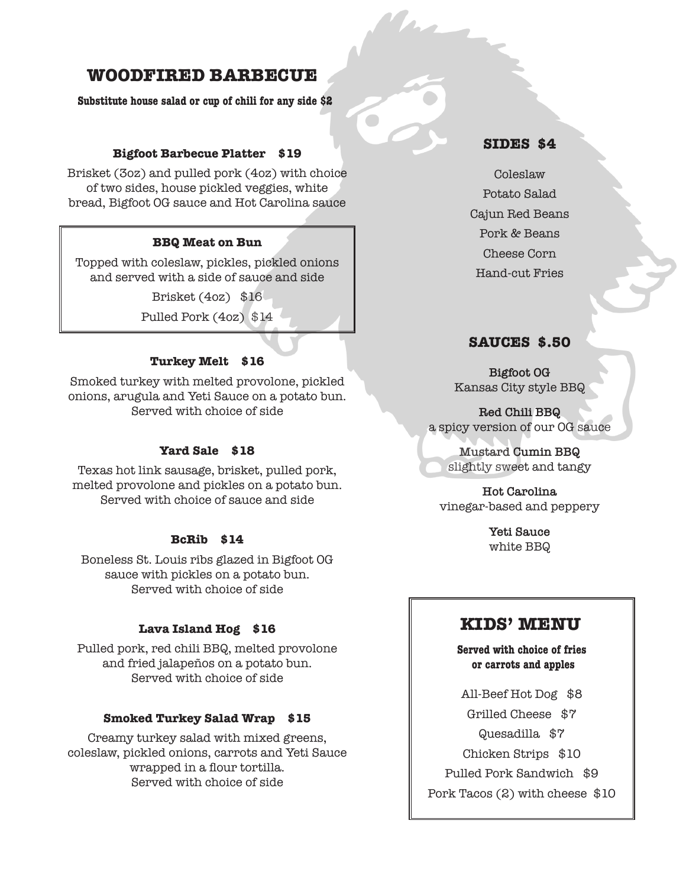## WOODFIRED BARBECUE

**Substitute house salad or cup of chili for any side $2**

### Bigfoot Barbecue Platter $19

Brisket (3oz) and pulled pork (4oz) with choice of two sides, house pickled veggies, white bread, Bigfoot OG sauce and Hot Carolina sauce

### BBQ Meat on Bun

Topped with coleslaw, pickles, pickled onions and served with a side of sauce and side

Brisket (4oz) $16

Pulled Pork (4oz) $14

### Turkey Melt $16

Smoked turkey with melted provolone, pickled onions, arugula and Yeti Sauce on a potato bun. Served with choice of side

### Yard Sale $18

Texas hot link sausage, brisket, pulled pork, melted provolone and pickles on a potato bun. Served with choice of sauce and side

### BcRib $14

Boneless St. Louis ribs glazed in Bigfoot OG sauce with pickles on a potato bun. Served with choice of side

### Lava Island Hog $16

Pulled pork, red chili BBQ, melted provolone and fried jalapeños on a potato bun. Served with choice of side

### Smoked Turkey Salad Wrap $15

Creamy turkey salad with mixed greens, coleslaw, pickled onions, carrots and Yeti Sauce wrapped in a flour tortilla. Served with choice of side

## SIDES $4

Coleslaw

Potato Salad

Cajun Red Beans

Pork & Beans

Cheese Corn

Hand-cut Fries

## SAUCES $.50

**Bigfoot OG**
Kansas City style BBQ

**Red Chili BBQ**
a spicy version of our OG sauce

**Mustard Cumin BBQ**
slightly sweet and tangy

**Hot Carolina**
vinegar-based and peppery

**Yeti Sauce**
white BBQ

## KIDS' MENU

**Served with choice of fries or carrots and apples**

All-Beef Hot Dog $8

Grilled Cheese $7

Quesadilla $7

Chicken Strips $10

Pulled Pork Sandwich $9

Pork Tacos (2) with cheese $10